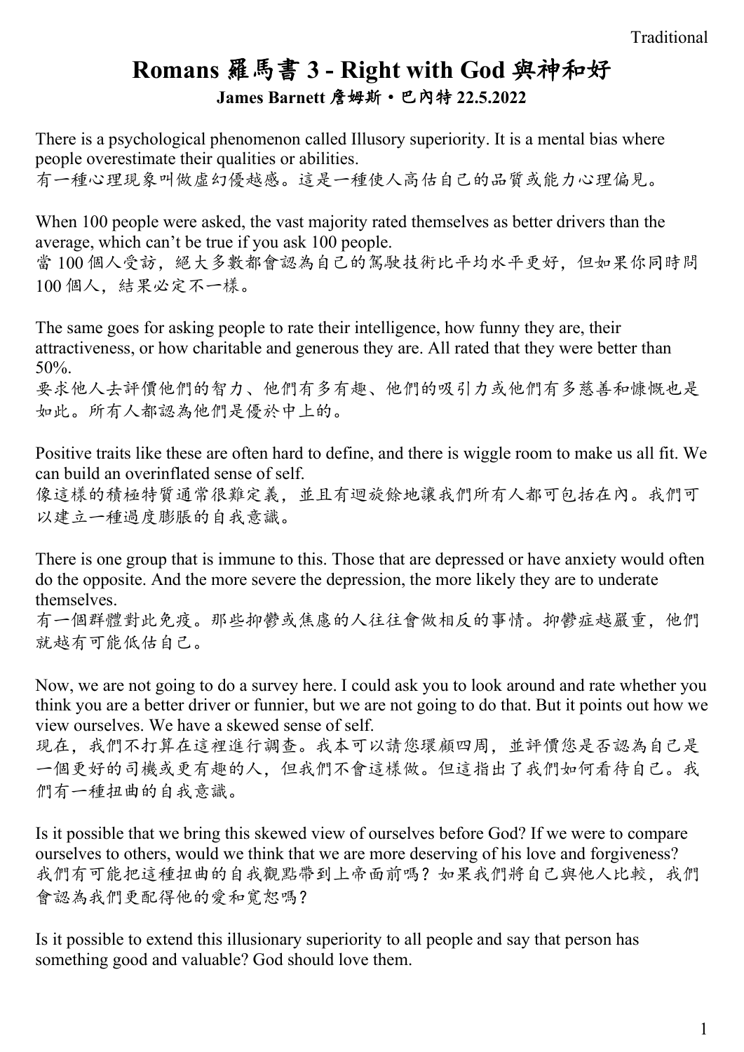# Romans 羅馬書 3 - Right with God 與神和好

**James Barnett 詹姆斯・巴內特 22.5.2022**

There is a psychological phenomenon called Illusory superiority. It is a mental bias where people overestimate their qualities or abilities.
有一種心理現象叫做虛幻優越感。這是一種使人高估自己的品質或能力心理偏見。

When 100 people were asked, the vast majority rated themselves as better drivers than the average, which can't be true if you ask 100 people.
當 100 個人受訪，絕大多數都會認為自己的駕駛技術比平均水平更好，但如果你同時問 100 個人，結果必定不一樣。

The same goes for asking people to rate their intelligence, how funny they are, their attractiveness, or how charitable and generous they are. All rated that they were better than 50%.
要求他人去評價他們的智力、他們有多有趣、他們的吸引力或他們有多慈善和慷慨也是如此。所有人都認為他們是優於中上的。

Positive traits like these are often hard to define, and there is wiggle room to make us all fit. We can build an overinflated sense of self.
像這樣的積極特質通常很難定義，並且有迴旋餘地讓我們所有人都可包括在內。我們可以建立一種過度膨脹的自我意識。

There is one group that is immune to this. Those that are depressed or have anxiety would often do the opposite. And the more severe the depression, the more likely they are to underate themselves.
有一個群體對此免疫。那些抑鬱或焦慮的人往往會做相反的事情。抑鬱症越嚴重，他們就越有可能低估自己。

Now, we are not going to do a survey here. I could ask you to look around and rate whether you think you are a better driver or funnier, but we are not going to do that. But it points out how we view ourselves. We have a skewed sense of self.
現在，我們不打算在這裡進行調查。我本可以請您環顧四周，並評價您是否認為自己是一個更好的司機或更有趣的人，但我們不會這樣做。但這指出了我們如何看待自己。我們有一種扭曲的自我意識。

Is it possible that we bring this skewed view of ourselves before God? If we were to compare ourselves to others, would we think that we are more deserving of his love and forgiveness?
我們有可能把這種扭曲的自我觀點帶到上帝面前嗎？如果我們將自己與他人比較，我們會認為我們更配得他的愛和寬恕嗎？

Is it possible to extend this illusionary superiority to all people and say that person has something good and valuable? God should love them.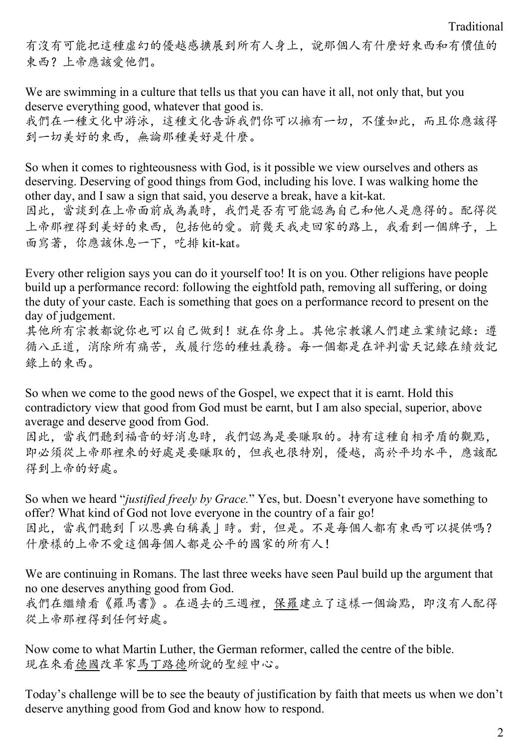有沒有可能把這種虛幻的優越感擴展到所有人身上，說那個人有什麼好東西和有價值的東西？上帝應該愛他們。

We are swimming in a culture that tells us that you can have it all, not only that, but you deserve everything good, whatever that good is.
我們在一種文化中游泳，這種文化告訴我們你可以擁有一切，不僅如此，而且你應該得到一切美好的東西，無論那種美好是什麼。

So when it comes to righteousness with God, is it possible we view ourselves and others as deserving. Deserving of good things from God, including his love. I was walking home the other day, and I saw a sign that said, you deserve a break, have a kit-kat.
因此，當談到在上帝面前成為義時，我們是否有可能認為自己和他人是應得的。配得從上帝那裡得到美好的東西，包括他的愛。前幾天我走回家的路上，我看到一個牌子，上面寫著，你應該休息一下，吃排 kit-kat。

Every other religion says you can do it yourself too! It is on you. Other religions have people build up a performance record: following the eightfold path, removing all suffering, or doing the duty of your caste. Each is something that goes on a performance record to present on the day of judgement.
其他所有宗教都說你也可以自己做到！就在你身上。其他宗教讓人們建立業績記錄：遵循八正道，消除所有痛苦，或履行您的種姓義務。每一個都是在評判當天記錄在績效記錄上的東西。

So when we come to the good news of the Gospel, we expect that it is earnt. Hold this contradictory view that good from God must be earnt, but I am also special, superior, above average and deserve good from God.
因此，當我們聽到福音的好消息時，我們認為是要賺取的。持有這種自相矛盾的觀點，即必須從上帝那裡來的好處是要賺取的，但我也很特別，優越，高於平均水平，應該配得到上帝的好處。

So when we heard "*justified freely by Grace.*" Yes, but. Doesn't everyone have something to offer? What kind of God not love everyone in the country of a fair go!
因此，當我們聽到「以恩典白稱義」時。對，但是。不是每個人都有東西可以提供嗎？什麼樣的上帝不愛這個每個人都是公平的國家的所有人！

We are continuing in Romans. The last three weeks have seen Paul build up the argument that no one deserves anything good from God.
我們在繼續看《羅馬書》。在過去的三週裡，保羅建立了這樣一個論點，即沒有人配得從上帝那裡得到任何好處。

Now come to what Martin Luther, the German reformer, called the centre of the bible.
現在來看德國改革家馬丁路德所說的聖經中心。

Today's challenge will be to see the beauty of justification by faith that meets us when we don't deserve anything good from God and know how to respond.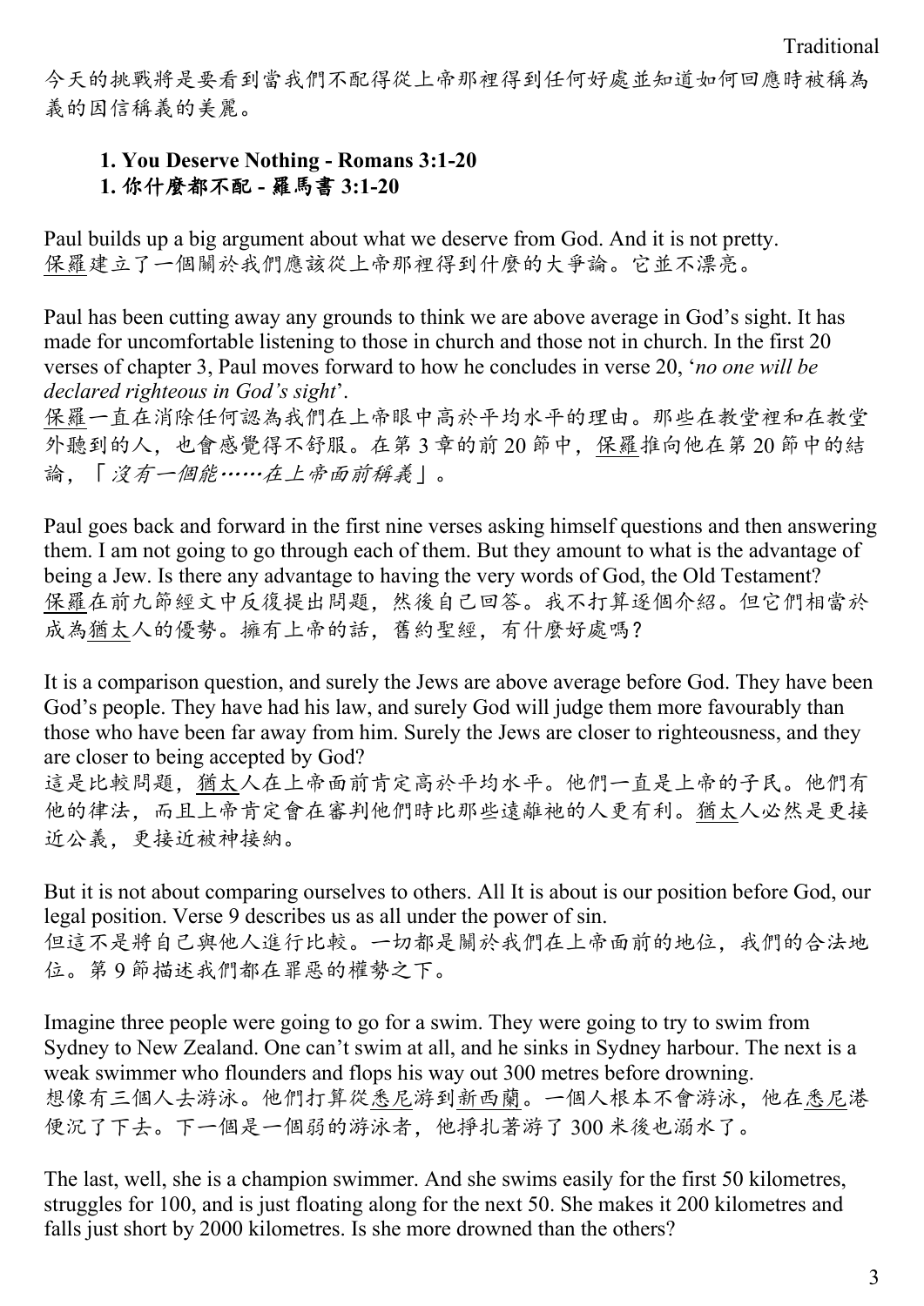今天的挑戰將是要看到當我們不配得從上帝那裡得到任何好處並知道如何回應時被稱為義的因信稱義的美麗。

### 1. You Deserve Nothing - Romans 3:1-20
### 1. 你什麼都不配 - 羅馬書 3:1-20

Paul builds up a big argument about what we deserve from God. And it is not pretty.
保羅建立了一個關於我們應該從上帝那裡得到什麼的大爭論。它並不漂亮。

Paul has been cutting away any grounds to think we are above average in God's sight. It has made for uncomfortable listening to those in church and those not in church. In the first 20 verses of chapter 3, Paul moves forward to how he concludes in verse 20, '*no one will be declared righteous in God's sight*'.
保羅一直在消除任何認為我們在上帝眼中高於平均水平的理由。那些在教堂裡和在教堂外聽到的人，也會感覺得不舒服。在第 3 章的前 20 節中，保羅推向他在第 20 節中的結論，「*沒有一個能……在上帝面前稱義*」。

Paul goes back and forward in the first nine verses asking himself questions and then answering them. I am not going to go through each of them. But they amount to what is the advantage of being a Jew. Is there any advantage to having the very words of God, the Old Testament?
保羅在前九節經文中反復提出問題，然後自己回答。我不打算逐個介紹。但它們相當於成為猶太人的優勢。擁有上帝的話，舊約聖經，有什麼好處嗎？

It is a comparison question, and surely the Jews are above average before God. They have been God's people. They have had his law, and surely God will judge them more favourably than those who have been far away from him. Surely the Jews are closer to righteousness, and they are closer to being accepted by God?
這是比較問題，猶太人在上帝面前肯定高於平均水平。他們一直是上帝的子民。他們有他的律法，而且上帝肯定會在審判他們時比那些遠離祂的人更有利。猶太人必然是更接近公義，更接近被神接納。

But it is not about comparing ourselves to others. All It is about is our position before God, our legal position. Verse 9 describes us as all under the power of sin.
但這不是將自己與他人進行比較。一切都是關於我們在上帝面前的地位，我們的合法地位。第 9 節描述我們都在罪惡的權勢之下。

Imagine three people were going to go for a swim. They were going to try to swim from Sydney to New Zealand. One can't swim at all, and he sinks in Sydney harbour. The next is a weak swimmer who flounders and flops his way out 300 metres before drowning.
想像有三個人去游泳。他們打算從悉尼游到新西蘭。一個人根本不會游泳，他在悉尼港便沉了下去。下一個是一個弱的游泳者，他掙扎著游了 300 米後也溺水了。

The last, well, she is a champion swimmer. And she swims easily for the first 50 kilometres, struggles for 100, and is just floating along for the next 50. She makes it 200 kilometres and falls just short by 2000 kilometres. Is she more drowned than the others?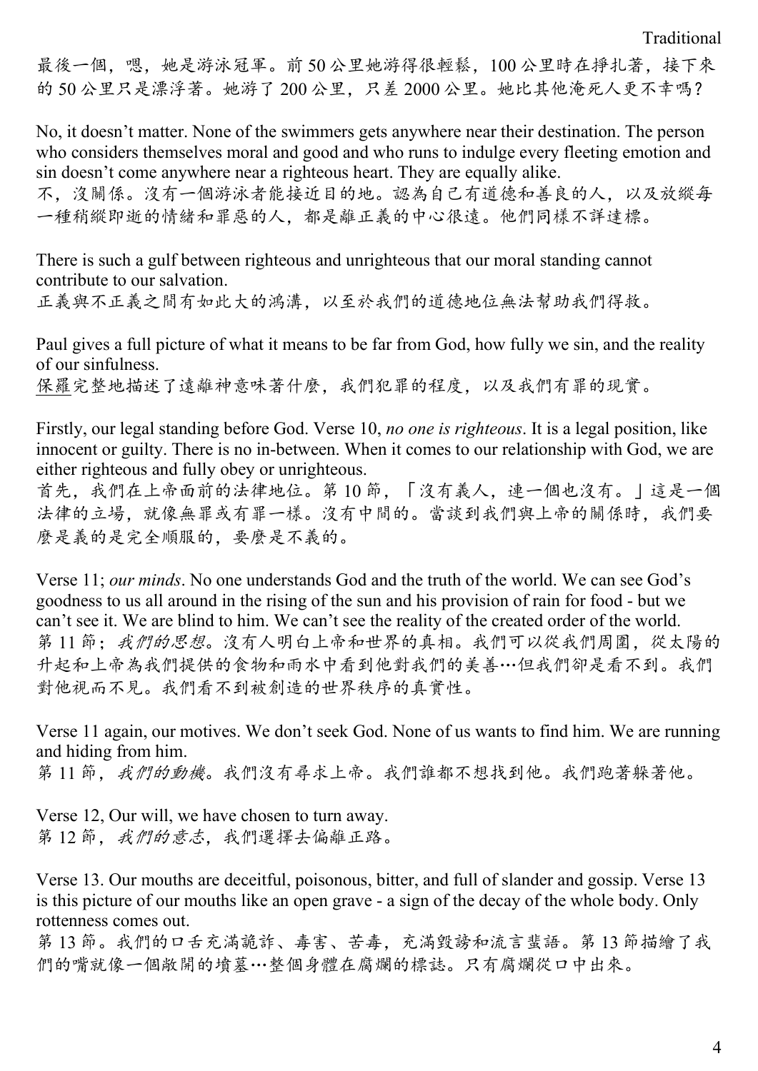最後一個，嗯，她是游泳冠軍。前 50 公里她游得很輕鬆，100 公里時在掙扎著，接下來的 50 公里只是漂浮著。她游了 200 公里，只差 2000 公里。她比其他淹死人更不幸嗎？

No, it doesn't matter. None of the swimmers gets anywhere near their destination. The person who considers themselves moral and good and who runs to indulge every fleeting emotion and sin doesn't come anywhere near a righteous heart. They are equally alike.
不，沒關係。沒有一個游泳者能接近目的地。認為自己有道德和善良的人，以及放縱每一種稍縱即逝的情緒和罪惡的人，都是離正義的中心很遠。他們同樣不詳達標。

There is such a gulf between righteous and unrighteous that our moral standing cannot contribute to our salvation.
正義與不正義之間有如此大的鴻溝，以至於我們的道德地位無法幫助我們得救。

Paul gives a full picture of what it means to be far from God, how fully we sin, and the reality of our sinfulness.
保羅完整地描述了遠離神意味著什麼，我們犯罪的程度，以及我們有罪的現實。

Firstly, our legal standing before God. Verse 10, *no one is righteous*. It is a legal position, like innocent or guilty. There is no in-between. When it comes to our relationship with God, we are either righteous and fully obey or unrighteous.
首先，我們在上帝面前的法律地位。第 10 節，「沒有義人，連一個也沒有。」這是一個法律的立場，就像無罪或有罪一樣。沒有中間的。當談到我們與上帝的關係時，我們要麼是義的是完全順服的，要麼是不義的。

Verse 11; *our minds*. No one understands God and the truth of the world. We can see God's goodness to us all around in the rising of the sun and his provision of rain for food - but we can't see it. We are blind to him. We can't see the reality of the created order of the world.
第 11 節；*我們的思想*。沒有人明白上帝和世界的真相。我們可以從我們周圍，從太陽的升起和上帝為我們提供的食物和雨水中看到他對我們的美善…但我們卻是看不到。我們對他視而不見。我們看不到被創造的世界秩序的真實性。

Verse 11 again, our motives. We don't seek God. None of us wants to find him. We are running and hiding from him.
第 11 節，*我們的動機*。我們沒有尋求上帝。我們誰都不想找到他。我們跑著躲著他。

Verse 12, Our will, we have chosen to turn away.
第 12 節，*我們的意志*，我們選擇去偏離正路。

Verse 13. Our mouths are deceitful, poisonous, bitter, and full of slander and gossip. Verse 13 is this picture of our mouths like an open grave - a sign of the decay of the whole body. Only rottenness comes out.
第 13 節。我們的口舌充滿詭詐、毒害、苦毒，充滿毀謗和流言蜚語。第 13 節描繪了我們的嘴就像一個敞開的墳墓…整個身體在腐爛的標誌。只有腐爛從口中出來。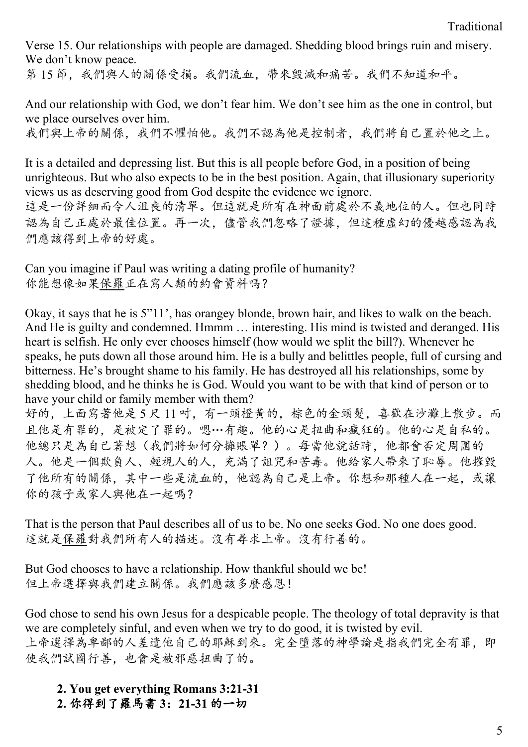Verse 15. Our relationships with people are damaged. Shedding blood brings ruin and misery. We don't know peace.
第 15 節，我們與人的關係受損。我們流血，帶來毀滅和痛苦。我們不知道和平。

And our relationship with God, we don't fear him. We don't see him as the one in control, but we place ourselves over him.
我們與上帝的關係，我們不懼怕他。我們不認為他是控制者，我們將自己置於他之上。

It is a detailed and depressing list. But this is all people before God, in a position of being unrighteous. But who also expects to be in the best position. Again, that illusionary superiority views us as deserving good from God despite the evidence we ignore.
這是一份詳細而令人沮喪的清單。但這就是所有在神面前處於不義地位的人。但也同時認為自己正處於最佳位置。再一次，儘管我們忽略了證據，但這種虛幻的優越感認為我們應該得到上帝的好處。

Can you imagine if Paul was writing a dating profile of humanity?
你能想像如果保羅正在寫人類的約會資料嗎？

Okay, it says that he is 5"11', has orangey blonde, brown hair, and likes to walk on the beach. And He is guilty and condemned. Hmmm … interesting. His mind is twisted and deranged. His heart is selfish. He only ever chooses himself (how would we split the bill?). Whenever he speaks, he puts down all those around him. He is a bully and belittles people, full of cursing and bitterness. He's brought shame to his family. He has destroyed all his relationships, some by shedding blood, and he thinks he is God. Would you want to be with that kind of person or to have your child or family member with them?
好的，上面寫著他是 5 尺 11 吋，有一頭橙黃的，棕色的金頭髮，喜歡在沙灘上散步。而且他是有罪的，是被定了罪的。嗯…有趣。他的心是扭曲和瘋狂的。他的心是自私的。他總只是為自己著想（我們將如何分攤賬單？）。每當他說話時，他都會否定周圍的人。他是一個欺負人、輕視人的人，充滿了詛咒和苦毒。他給家人帶來了恥辱。他摧毀了他所有的關係，其中一些是流血的，他認為自己是上帝。你想和那種人在一起，或讓你的孩子或家人與他在一起嗎？

That is the person that Paul describes all of us to be. No one seeks God. No one does good.
這就是保羅對我們所有人的描述。沒有尋求上帝。沒有行善的。

But God chooses to have a relationship. How thankful should we be!
但上帝選擇與我們建立關係。我們應該多麼感恩！

God chose to send his own Jesus for a despicable people. The theology of total depravity is that we are completely sinful, and even when we try to do good, it is twisted by evil.
上帝選擇為卑鄙的人差遣他自己的耶穌到來。完全墮落的神學論是指我們完全有罪，即使我們試圖行善，也會是被邪惡扭曲了的。

**2. You get everything Romans 3:21-31**
**2. 你得到了羅馬書 3：21-31 的一切**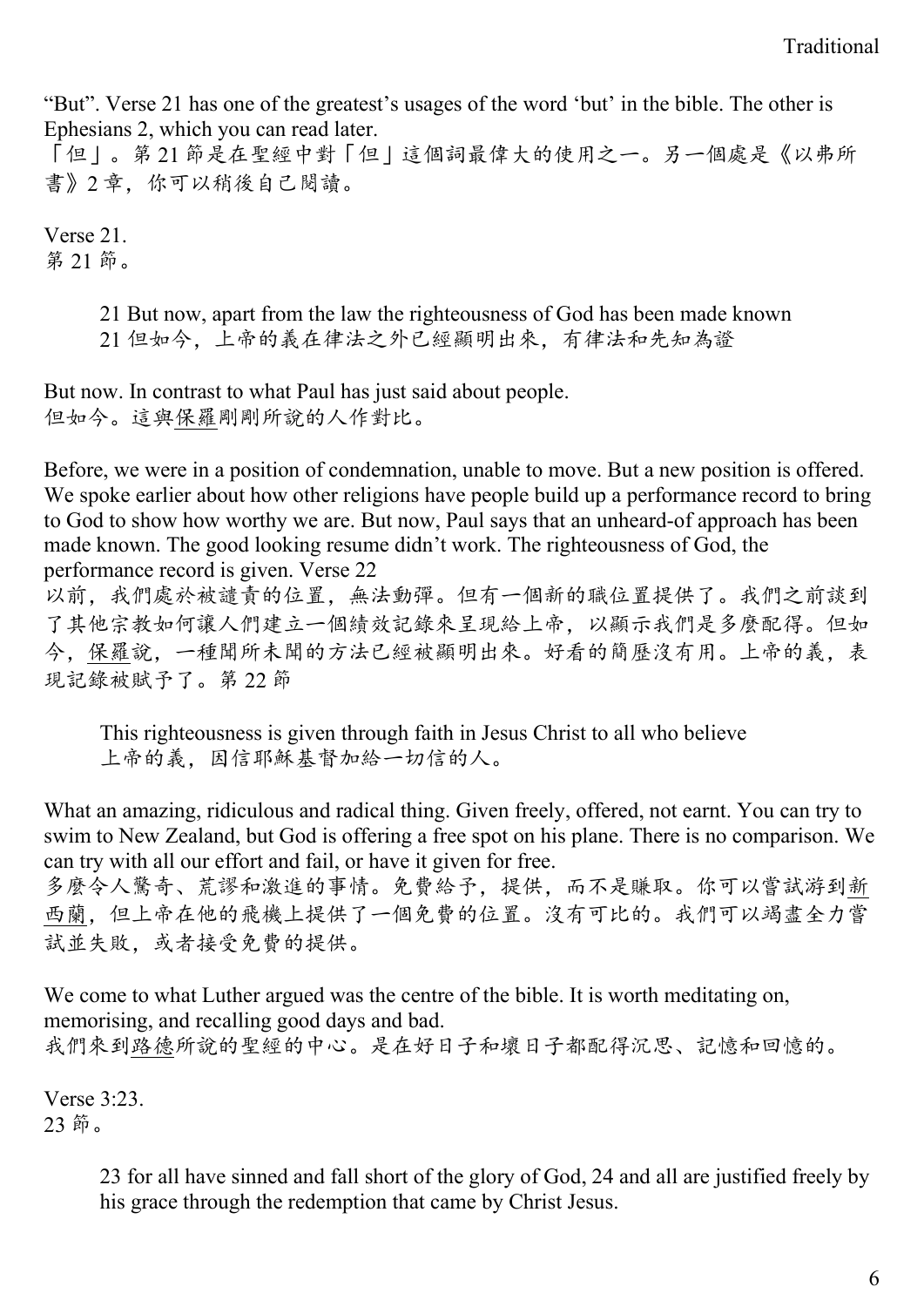"But". Verse 21 has one of the greatest's usages of the word 'but' in the bible. The other is Ephesians 2, which you can read later.
「但」。第 21 節是在聖經中對「但」這個詞最偉大的使用之一。另一個處是《以弗所書》2 章，你可以稍後自己閱讀。

Verse 21.
第 21 節。

> 21 But now, apart from the law the righteousness of God has been made known
> 21 但如今，上帝的義在律法之外已經顯明出來，有律法和先知為證

But now. In contrast to what Paul has just said about people.
但如今。這與保羅剛剛所說的人作對比。

Before, we were in a position of condemnation, unable to move. But a new position is offered. We spoke earlier about how other religions have people build up a performance record to bring to God to show how worthy we are. But now, Paul says that an unheard-of approach has been made known. The good looking resume didn't work. The righteousness of God, the performance record is given. Verse 22
以前，我們處於被譴責的位置，無法動彈。但有一個新的職位置提供了。我們之前談到了其他宗教如何讓人們建立一個績效記錄來呈現給上帝，以顯示我們是多麼配得。但如今，保羅說，一種聞所未聞的方法已經被顯明出來。好看的簡歷沒有用。上帝的義，表現記錄被賦予了。第 22 節

> This righteousness is given through faith in Jesus Christ to all who believe
> 上帝的義，因信耶穌基督加給一切信的人。

What an amazing, ridiculous and radical thing. Given freely, offered, not earnt. You can try to swim to New Zealand, but God is offering a free spot on his plane. There is no comparison. We can try with all our effort and fail, or have it given for free.
多麼令人驚奇、荒謬和激進的事情。免費給予，提供，而不是賺取。你可以嘗試游到新西蘭，但上帝在他的飛機上提供了一個免費的位置。沒有可比的。我們可以竭盡全力嘗試並失敗，或者接受免費的提供。

We come to what Luther argued was the centre of the bible. It is worth meditating on, memorising, and recalling good days and bad.
我們來到路德所說的聖經的中心。是在好日子和壞日子都配得沉思、記憶和回憶的。

Verse 3:23.
23 節。

> 23 for all have sinned and fall short of the glory of God, 24 and all are justified freely by his grace through the redemption that came by Christ Jesus.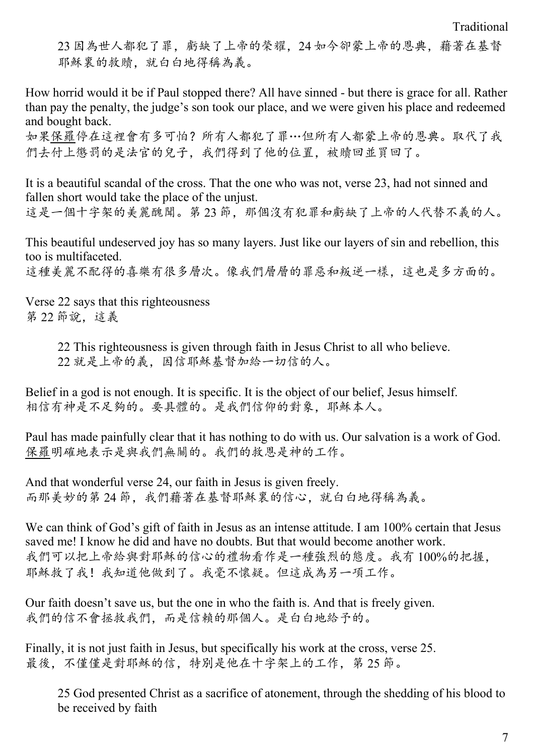Traditional

> 23 因為世人都犯了罪，虧缺了上帝的榮耀，24 如今卻蒙上帝的恩典，藉著在基督耶穌裏的救贖，就白白地得稱為義。

How horrid would it be if Paul stopped there? All have sinned - but there is grace for all. Rather than pay the penalty, the judge's son took our place, and we were given his place and redeemed and bought back.
如果保羅停在這裡會有多可怕？所有人都犯了罪…但所有人都蒙上帝的恩典。取代了我們去付上懲罰的是法官的兒子，我們得到了他的位置，被贖回並買回了。

It is a beautiful scandal of the cross. That the one who was not, verse 23, had not sinned and fallen short would take the place of the unjust.
這是一個十字架的美麗醜聞。第 23 節，那個沒有犯罪和虧缺了上帝的人代替不義的人。

This beautiful undeserved joy has so many layers. Just like our layers of sin and rebellion, this too is multifaceted.
這種美麗不配得的喜樂有很多層次。像我們層層的罪惡和叛逆一樣，這也是多方面的。

Verse 22 says that this righteousness
第 22 節說，這義

> 22 This righteousness is given through faith in Jesus Christ to all who believe.
> 22 就是上帝的義，因信耶穌基督加給一切信的人。

Belief in a god is not enough. It is specific. It is the object of our belief, Jesus himself.
相信有神是不足夠的。要具體的。是我們信仰的對象，耶穌本人。

Paul has made painfully clear that it has nothing to do with us. Our salvation is a work of God.
保羅明確地表示是與我們無關的。我們的救恩是神的工作。

And that wonderful verse 24, our faith in Jesus is given freely.
而那美妙的第 24 節，我們藉著在基督耶穌裏的信心，就白白地得稱為義。

We can think of God's gift of faith in Jesus as an intense attitude. I am 100% certain that Jesus saved me! I know he did and have no doubts. But that would become another work.
我們可以把上帝給與對耶穌的信心的禮物看作是一種強烈的態度。我有 100%的把握，耶穌救了我！我知道他做到了。我毫不懷疑。但這成為另一項工作。

Our faith doesn't save us, but the one in who the faith is. And that is freely given.
我們的信不會拯救我們，而是信賴的那個人。是白白地給予的。

Finally, it is not just faith in Jesus, but specifically his work at the cross, verse 25.
最後，不僅僅是對耶穌的信，特別是他在十字架上的工作，第 25 節。

> 25 God presented Christ as a sacrifice of atonement, through the shedding of his blood to be received by faith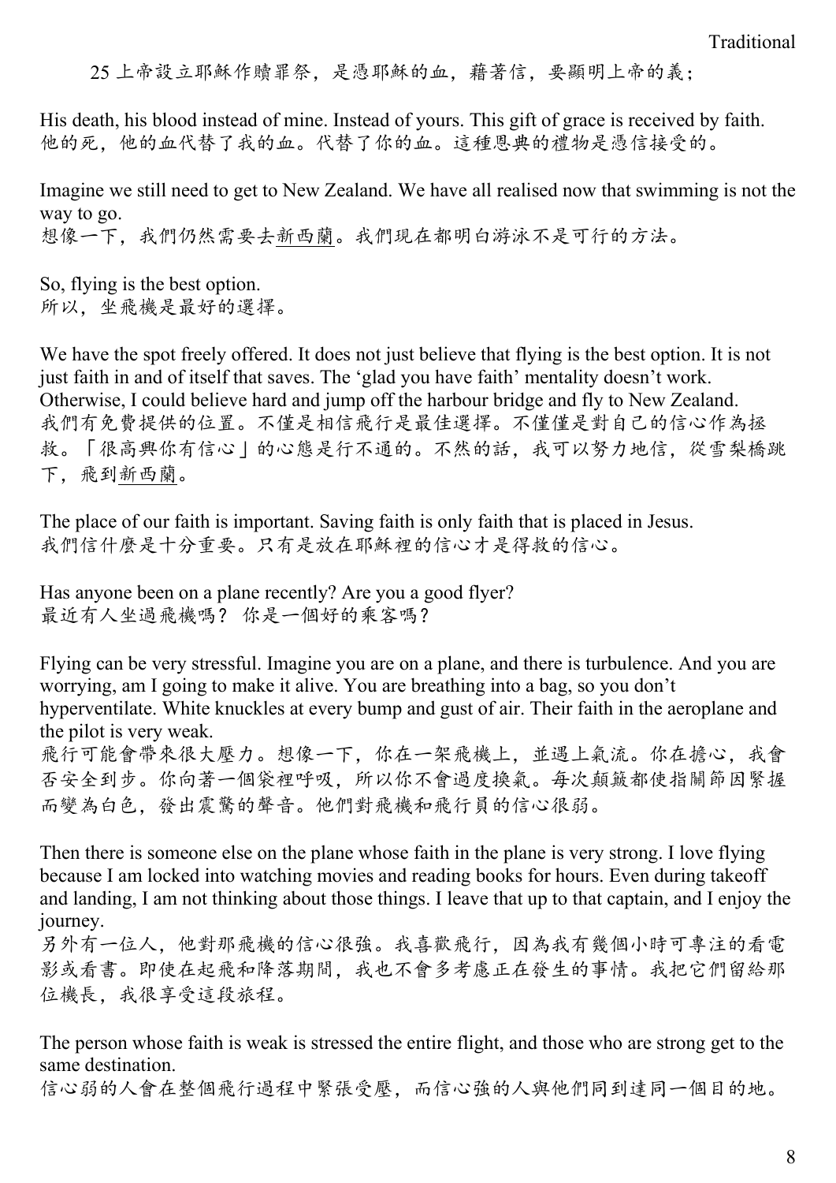25 上帝設立耶穌作贖罪祭，是憑耶穌的血，藉著信，要顯明上帝的義；

His death, his blood instead of mine. Instead of yours. This gift of grace is received by faith.
他的死，他的血代替了我的血。代替了你的血。這種恩典的禮物是憑信接受的。

Imagine we still need to get to New Zealand. We have all realised now that swimming is not the way to go.
想像一下，我們仍然需要去新西蘭。我們現在都明白游泳不是可行的方法。

So, flying is the best option.
所以，坐飛機是最好的選擇。

We have the spot freely offered. It does not just believe that flying is the best option. It is not just faith in and of itself that saves. The 'glad you have faith' mentality doesn't work. Otherwise, I could believe hard and jump off the harbour bridge and fly to New Zealand.
我們有免費提供的位置。不僅是相信飛行是最佳選擇。不僅僅是對自己的信心作為拯救。「很高興你有信心」的心態是行不通的。不然的話，我可以努力地信，從雪梨橋跳下，飛到新西蘭。

The place of our faith is important. Saving faith is only faith that is placed in Jesus.
我們信什麼是十分重要。只有是放在耶穌裡的信心才是得救的信心。

Has anyone been on a plane recently? Are you a good flyer?
最近有人坐過飛機嗎？ 你是一個好的乘客嗎？

Flying can be very stressful. Imagine you are on a plane, and there is turbulence. And you are worrying, am I going to make it alive. You are breathing into a bag, so you don't hyperventilate. White knuckles at every bump and gust of air. Their faith in the aeroplane and the pilot is very weak.
飛行可能會帶來很大壓力。想像一下，你在一架飛機上，並遇上氣流。你在擔心，我會否安全到步。你向著一個袋裡呼吸，所以你不會過度換氣。每次顛簸都使指關節因緊握而變為白色，發出震驚的聲音。他們對飛機和飛行員的信心很弱。

Then there is someone else on the plane whose faith in the plane is very strong. I love flying because I am locked into watching movies and reading books for hours. Even during takeoff and landing, I am not thinking about those things. I leave that up to that captain, and I enjoy the journey.
另外有一位人，他對那飛機的信心很強。我喜歡飛行，因為我有幾個小時可專注的看電影或看書。即使在起飛和降落期間，我也不會多考慮正在發生的事情。我把它們留給那位機長，我很享受這段旅程。

The person whose faith is weak is stressed the entire flight, and those who are strong get to the same destination.
信心弱的人會在整個飛行過程中緊張受壓，而信心強的人與他們同到達同一個目的地。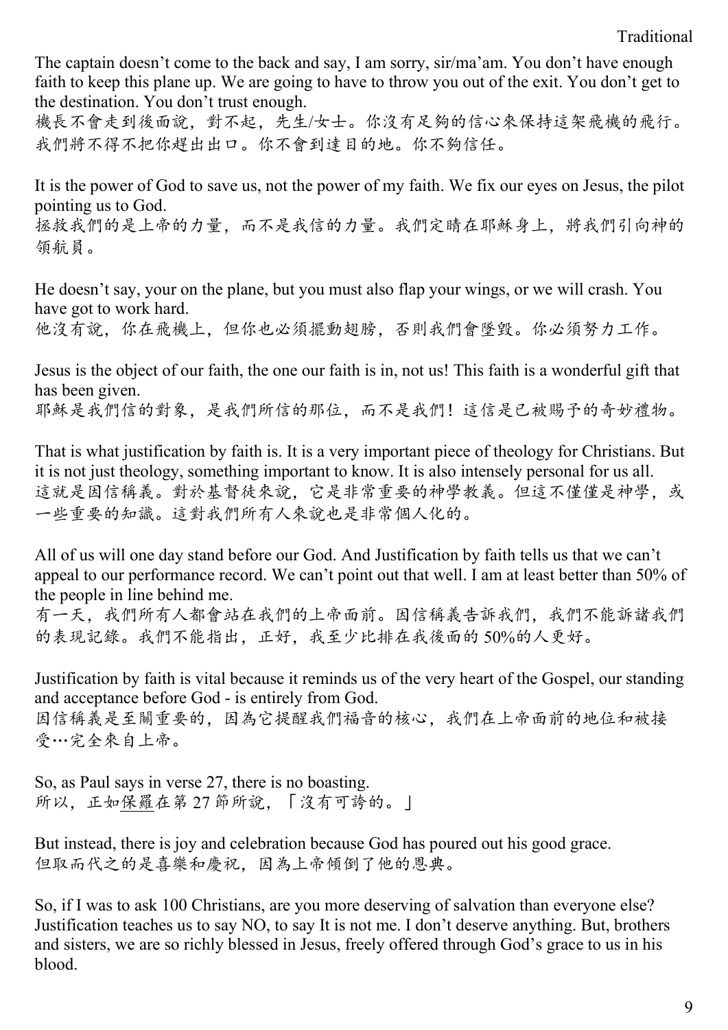The captain doesn't come to the back and say, I am sorry, sir/ma'am. You don't have enough faith to keep this plane up. We are going to have to throw you out of the exit. You don't get to the destination. You don't trust enough.
機長不會走到後面說，對不起，先生/女士。你沒有足夠的信心來保持這架飛機的飛行。我們將不得不把你趕出出口。你不會到達目的地。你不夠信任。

It is the power of God to save us, not the power of my faith. We fix our eyes on Jesus, the pilot pointing us to God.
拯救我們的是上帝的力量，而不是我信的力量。我們定睛在耶穌身上，將我們引向神的領航員。

He doesn't say, your on the plane, but you must also flap your wings, or we will crash. You have got to work hard.
他沒有說，你在飛機上，但你也必須擺動翅膀，否則我們會墜毀。你必須努力工作。

Jesus is the object of our faith, the one our faith is in, not us! This faith is a wonderful gift that has been given.
耶穌是我們信的對象，是我們所信的那位，而不是我們！這信是已被賜予的奇妙禮物。

That is what justification by faith is. It is a very important piece of theology for Christians. But it is not just theology, something important to know. It is also intensely personal for us all.
這就是因信稱義。對於基督徒來說，它是非常重要的神學教義。但這不僅僅是神學，或一些重要的知識。這對我們所有人來說也是非常個人化的。

All of us will one day stand before our God. And Justification by faith tells us that we can't appeal to our performance record. We can't point out that well. I am at least better than 50% of the people in line behind me.
有一天，我們所有人都會站在我們的上帝面前。因信稱義告訴我們，我們不能訴諸我們的表現記錄。我們不能指出，正好，我至少比排在我後面的 50%的人更好。

Justification by faith is vital because it reminds us of the very heart of the Gospel, our standing and acceptance before God - is entirely from God.
因信稱義是至關重要的，因為它提醒我們福音的核心，我們在上帝面前的地位和被接受…完全來自上帝。

So, as Paul says in verse 27, there is no boasting.
所以，正如保羅在第 27 節所說，「沒有可誇的。」

But instead, there is joy and celebration because God has poured out his good grace.
但取而代之的是喜樂和慶祝，因為上帝傾倒了他的恩典。

So, if I was to ask 100 Christians, are you more deserving of salvation than everyone else? Justification teaches us to say NO, to say It is not me. I don't deserve anything. But, brothers and sisters, we are so richly blessed in Jesus, freely offered through God's grace to us in his blood.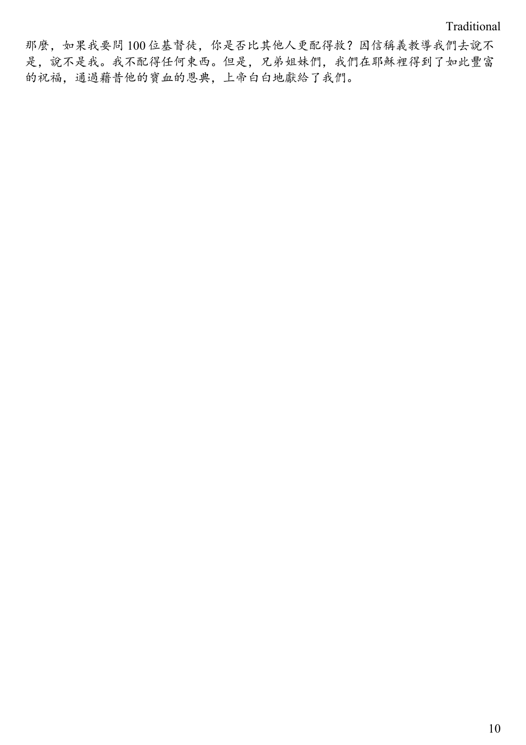那麼，如果我要問 100 位基督徒，你是否比其他人更配得救？因信稱義教導我們去說不是，說不是我。我不配得任何東西。但是，兄弟姐妹們，我們在耶穌裡得到了如此豐富的祝福，通過藉昔他的寶血的恩典，上帝白白地獻給了我們。